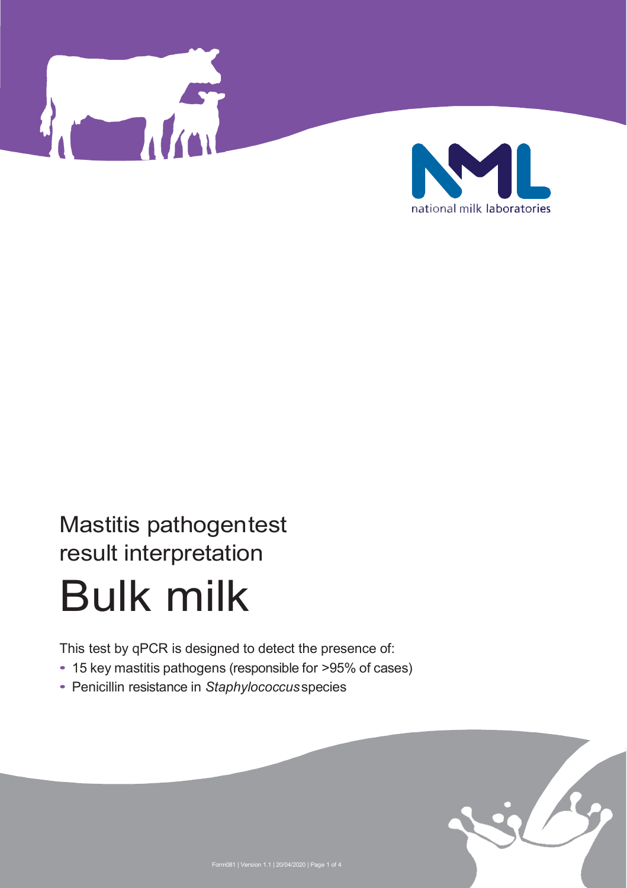national milk laboratories

# Mastitis pathogen test result interpretation

# Bulk milk

This test by qPCR is designed to detect the presence of:

- 15 key mastitis pathogens (responsible for >95% of cases)
- Penicillin resistance in *Staphylococcus* species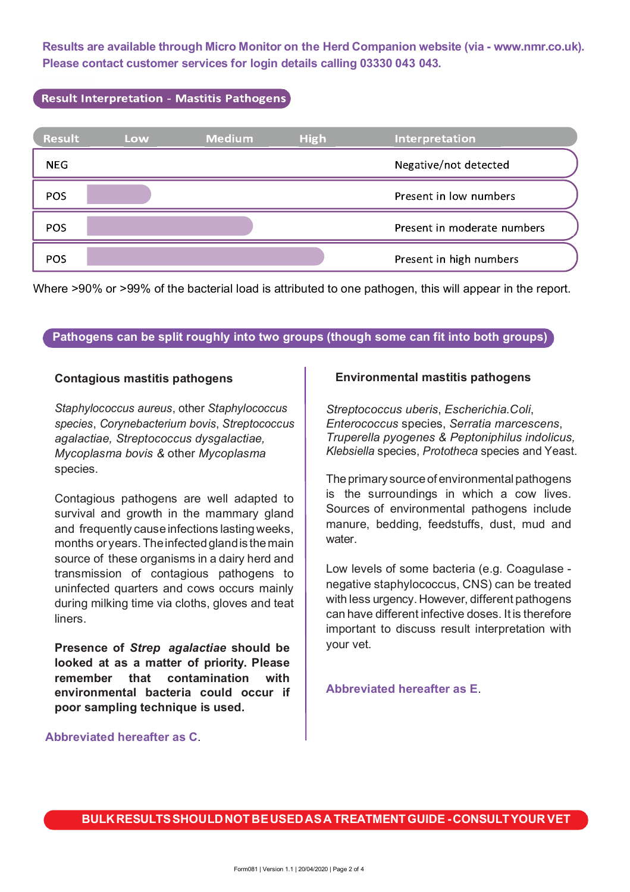**Results are available through Micro Monitor on the Herd Companion website (via - www.nmr.co.uk). Please contact customer services for login details calling 03330 043 043.**

## Result Interpretation - Mastitis Pathogens

| Result | Low | Medium | High | Interpretation |
|---|---|---|---|---|
| NEG | | | | Negative/not detected |
| POS | ▬ | | | Present in low numbers |
| POS | ▬ | ▬ | | Present in moderate numbers |
| POS | ▬ | ▬ | ▬ | Present in high numbers |

Where >90% or >99% of the bacterial load is attributed to one pathogen, this will appear in the report.

## Pathogens can be split roughly into two groups (though some can fit into both groups)

### Contagious mastitis pathogens

*Staphylococcus aureus*, other *Staphylococcus species*, *Corynebacterium bovis*, *Streptococcus agalactiae, Streptococcus dysgalactiae, Mycoplasma bovis* & other *Mycoplasma* species.

Contagious pathogens are well adapted to survival and growth in the mammary gland and frequently cause infections lasting weeks, months or years. The infected gland is the main source of these organisms in a dairy herd and transmission of contagious pathogens to uninfected quarters and cows occurs mainly during milking time via cloths, gloves and teat liners.

**Presence of *Strep agalactiae* should be looked at as a matter of priority. Please remember that contamination with environmental bacteria could occur if poor sampling technique is used.**

**Abbreviated hereafter as C.**

### Environmental mastitis pathogens

*Streptococcus uberis*, *Escherichia.Coli*, *Enterococcus* species, *Serratia marcescens*, *Truperella pyogenes* & *Peptoniphilus indolicus*, *Klebsiella* species, *Prototheca* species and Yeast.

The primary source of environmental pathogens is the surroundings in which a cow lives. Sources of environmental pathogens include manure, bedding, feedstuffs, dust, mud and water.

Low levels of some bacteria (e.g. Coagulase - negative staphylococcus, CNS) can be treated with less urgency. However, different pathogens can have different infective doses. It is therefore important to discuss result interpretation with your vet.

**Abbreviated hereafter as E.**

**BULK RESULTS SHOULD NOT BE USED AS A TREATMENT GUIDE - CONSULT YOUR VET**

Form081 | Version 1.1 | 20/04/2020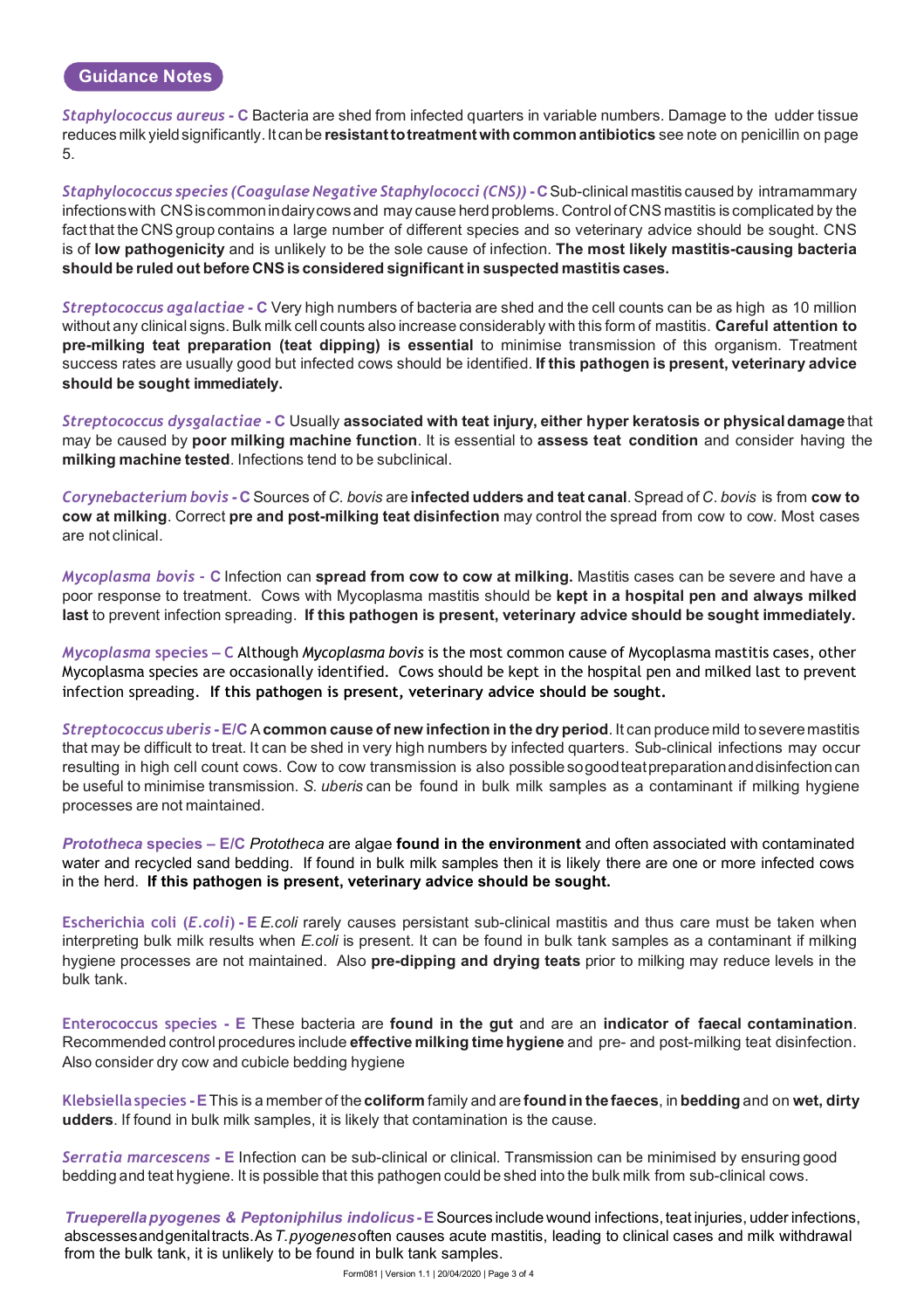## Guidance Notes

***Staphylococcus aureus* - C** Bacteria are shed from infected quarters in variable numbers. Damage to the udder tissue reduces milk yield significantly. It can be **resistant to treatment with common antibiotics** see note on penicillin on page 5.

***Staphylococcus species (Coagulase Negative Staphylococci (CNS))* - C** Sub-clinical mastitis caused by intramammary infections with CNS is common in dairy cows and may cause herd problems. Control of CNS mastitis is complicated by the fact that the CNS group contains a large number of different species and so veterinary advice should be sought. CNS is of **low pathogenicity** and is unlikely to be the sole cause of infection. **The most likely mastitis-causing bacteria should be ruled out before CNS is considered significant in suspected mastitis cases.**

***Streptococcus agalactiae* - C** Very high numbers of bacteria are shed and the cell counts can be as high as 10 million without any clinical signs. Bulk milk cell counts also increase considerably with this form of mastitis. **Careful attention to pre-milking teat preparation (teat dipping) is essential** to minimise transmission of this organism. Treatment success rates are usually good but infected cows should be identified. **If this pathogen is present, veterinary advice should be sought immediately.**

***Streptococcus dysgalactiae* - C** Usually **associated with teat injury, either hyper keratosis or physical damage** that may be caused by **poor milking machine function**. It is essential to **assess teat condition** and consider having the **milking machine tested**. Infections tend to be subclinical.

***Corynebacterium bovis* - C** Sources of *C. bovis* are **infected udders and teat canal**. Spread of *C. bovis* is from **cow to cow at milking**. Correct **pre and post-milking teat disinfection** may control the spread from cow to cow. Most cases are not clinical.

***Mycoplasma bovis* - C** Infection can **spread from cow to cow at milking.** Mastitis cases can be severe and have a poor response to treatment. Cows with Mycoplasma mastitis should be **kept in a hospital pen and always milked last** to prevent infection spreading. **If this pathogen is present, veterinary advice should be sought immediately.**

***Mycoplasma* species – C** Although *Mycoplasma bovis* is the most common cause of Mycoplasma mastitis cases, other Mycoplasma species are occasionally identified. Cows should be kept in the hospital pen and milked last to prevent infection spreading. **If this pathogen is present, veterinary advice should be sought.**

***Streptococcus uberis* - E/C** A **common cause of new infection in the dry period**. It can produce mild to severe mastitis that may be difficult to treat. It can be shed in very high numbers by infected quarters. Sub-clinical infections may occur resulting in high cell count cows. Cow to cow transmission is also possible so good teat preparation and disinfection can be useful to minimise transmission. *S. uberis* can be found in bulk milk samples as a contaminant if milking hygiene processes are not maintained.

***Prototheca* species – E/C** *Prototheca* are algae **found in the environment** and often associated with contaminated water and recycled sand bedding. If found in bulk milk samples then it is likely there are one or more infected cows in the herd. **If this pathogen is present, veterinary advice should be sought.**

**Escherichia coli (*E.coli*) - E** *E.coli* rarely causes persistant sub-clinical mastitis and thus care must be taken when interpreting bulk milk results when *E.coli* is present. It can be found in bulk tank samples as a contaminant if milking hygiene processes are not maintained. Also **pre-dipping and drying teats** prior to milking may reduce levels in the bulk tank.

**Enterococcus species - E** These bacteria are **found in the gut** and are an **indicator of faecal contamination**. Recommended control procedures include **effective milking time hygiene** and pre- and post-milking teat disinfection. Also consider dry cow and cubicle bedding hygiene

**Klebsiella species - E** This is a member of the **coliform** family and are **found in the faeces**, in **bedding** and on **wet, dirty udders**. If found in bulk milk samples, it is likely that contamination is the cause.

***Serratia marcescens* - E** Infection can be sub-clinical or clinical. Transmission can be minimised by ensuring good bedding and teat hygiene. It is possible that this pathogen could be shed into the bulk milk from sub-clinical cows.

***Trueperella pyogenes & Peptoniphilus indolicus* - E** Sources include wound infections, teat injuries, udder infections, abscesses and genital tracts. As *T. pyogenes* often causes acute mastitis, leading to clinical cases and milk withdrawal from the bulk tank, it is unlikely to be found in bulk tank samples.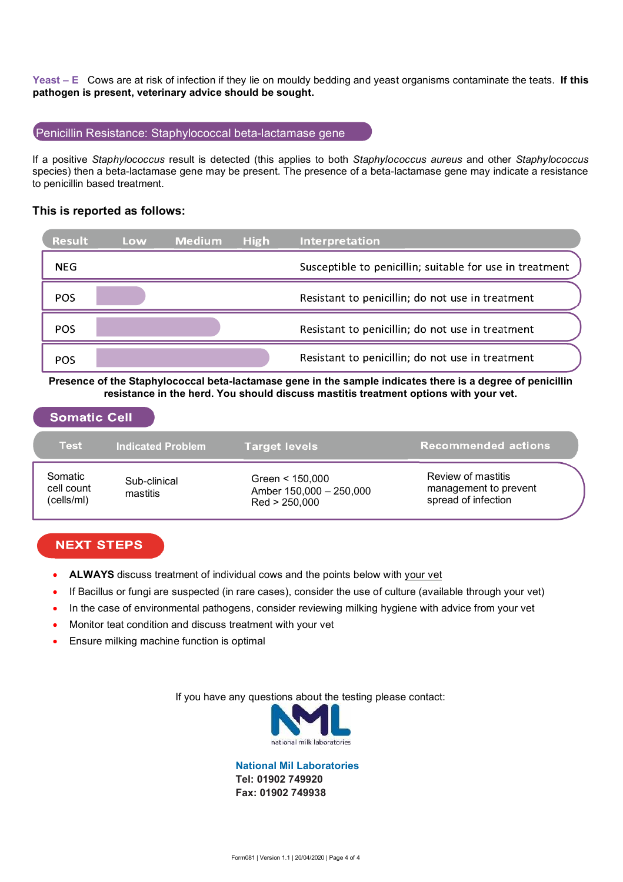**Yeast – E** Cows are at risk of infection if they lie on mouldy bedding and yeast organisms contaminate the teats. **If this pathogen is present, veterinary advice should be sought.**

## Penicillin Resistance: Staphylococcal beta-lactamase gene

If a positive *Staphylococcus* result is detected (this applies to both *Staphylococcus aureus* and other *Staphylococcus* species) then a beta-lactamase gene may be present. The presence of a beta-lactamase gene may indicate a resistance to penicillin based treatment.

### This is reported as follows:

| Result | Low | Medium | High | Interpretation |
|---|---|---|---|---|
| NEG | | | | Susceptible to penicillin; suitable for use in treatment |
| POS | ■ | | | Resistant to penicillin; do not use in treatment |
| POS | ■ | ■ | | Resistant to penicillin; do not use in treatment |
| POS | ■ | ■ | ■ | Resistant to penicillin; do not use in treatment |

**Presence of the Staphylococcal beta-lactamase gene in the sample indicates there is a degree of penicillin resistance in the herd. You should discuss mastitis treatment options with your vet.**

## Somatic Cell

| Test | Indicated Problem | Target levels | Recommended actions |
|---|---|---|---|
| Somatic cell count (cells/ml) | Sub-clinical mastitis | Green < 150,000<br>Amber 150,000 – 250,000<br>Red > 250,000 | Review of mastitis management to prevent spread of infection |

## NEXT STEPS

- **ALWAYS** discuss treatment of individual cows and the points below with your vet
- If Bacillus or fungi are suspected (in rare cases), consider the use of culture (available through your vet)
- In the case of environmental pathogens, consider reviewing milking hygiene with advice from your vet
- Monitor teat condition and discuss treatment with your vet
- Ensure milking machine function is optimal

If you have any questions about the testing please contact:

NML national milk laboratories

**National Mil Laboratories**
**Tel: 01902 749920**
**Fax: 01902 749938**

Form081 | Version 1.1 | 20/04/2020